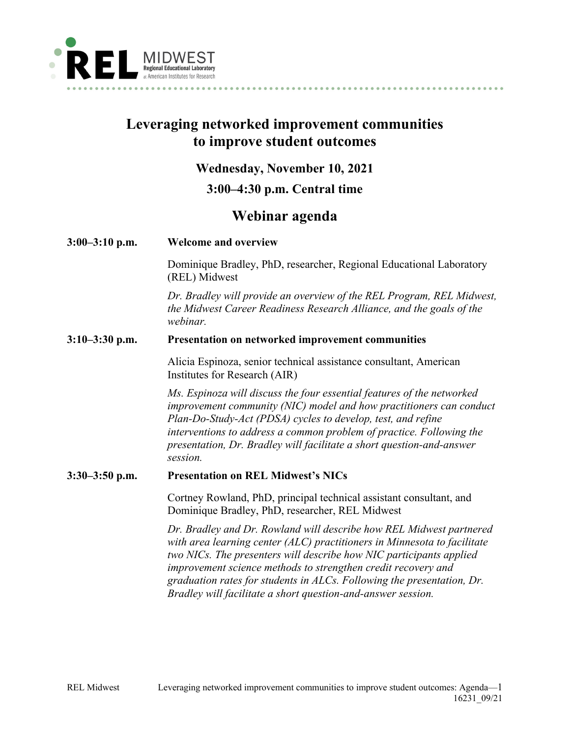REL MIDWEST
Regional Educational Laboratory
at American Institutes for Research

# Leveraging networked improvement communities to improve student outcomes

### Wednesday, November 10, 2021

### 3:00–4:30 p.m. Central time

## Webinar agenda

**3:00–3:10 p.m.** **Welcome and overview**

Dominique Bradley, PhD, researcher, Regional Educational Laboratory (REL) Midwest

*Dr. Bradley will provide an overview of the REL Program, REL Midwest, the Midwest Career Readiness Research Alliance, and the goals of the webinar.*

**3:10–3:30 p.m.** **Presentation on networked improvement communities**

Alicia Espinoza, senior technical assistance consultant, American Institutes for Research (AIR)

*Ms. Espinoza will discuss the four essential features of the networked improvement community (NIC) model and how practitioners can conduct Plan-Do-Study-Act (PDSA) cycles to develop, test, and refine interventions to address a common problem of practice. Following the presentation, Dr. Bradley will facilitate a short question-and-answer session.*

**3:30–3:50 p.m.** **Presentation on REL Midwest's NICs**

Cortney Rowland, PhD, principal technical assistant consultant, and Dominique Bradley, PhD, researcher, REL Midwest

*Dr. Bradley and Dr. Rowland will describe how REL Midwest partnered with area learning center (ALC) practitioners in Minnesota to facilitate two NICs. The presenters will describe how NIC participants applied improvement science methods to strengthen credit recovery and graduation rates for students in ALCs. Following the presentation, Dr. Bradley will facilitate a short question-and-answer session.*

16231_09/21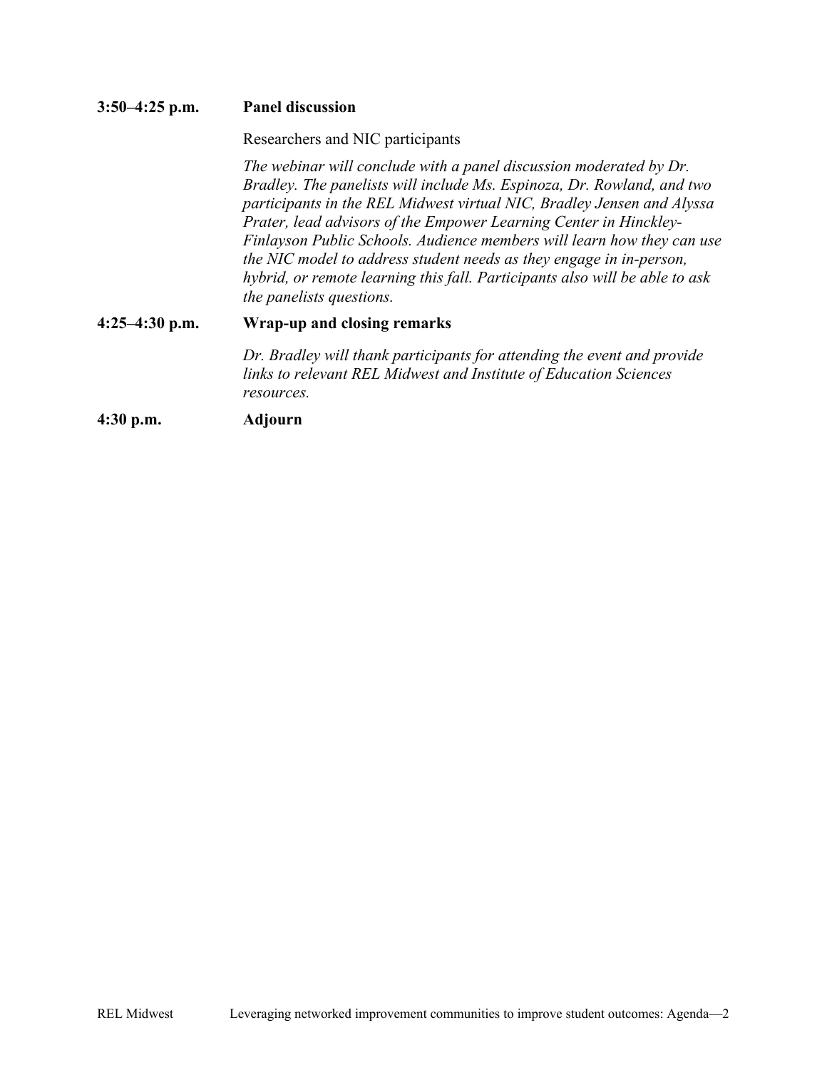**3:50–4:25 p.m.** **Panel discussion**

Researchers and NIC participants

*The webinar will conclude with a panel discussion moderated by Dr. Bradley. The panelists will include Ms. Espinoza, Dr. Rowland, and two participants in the REL Midwest virtual NIC, Bradley Jensen and Alyssa Prater, lead advisors of the Empower Learning Center in Hinckley-Finlayson Public Schools. Audience members will learn how they can use the NIC model to address student needs as they engage in in-person, hybrid, or remote learning this fall. Participants also will be able to ask the panelists questions.*

**4:25–4:30 p.m.** **Wrap-up and closing remarks**

*Dr. Bradley will thank participants for attending the event and provide links to relevant REL Midwest and Institute of Education Sciences resources.*

**4:30 p.m.** **Adjourn**